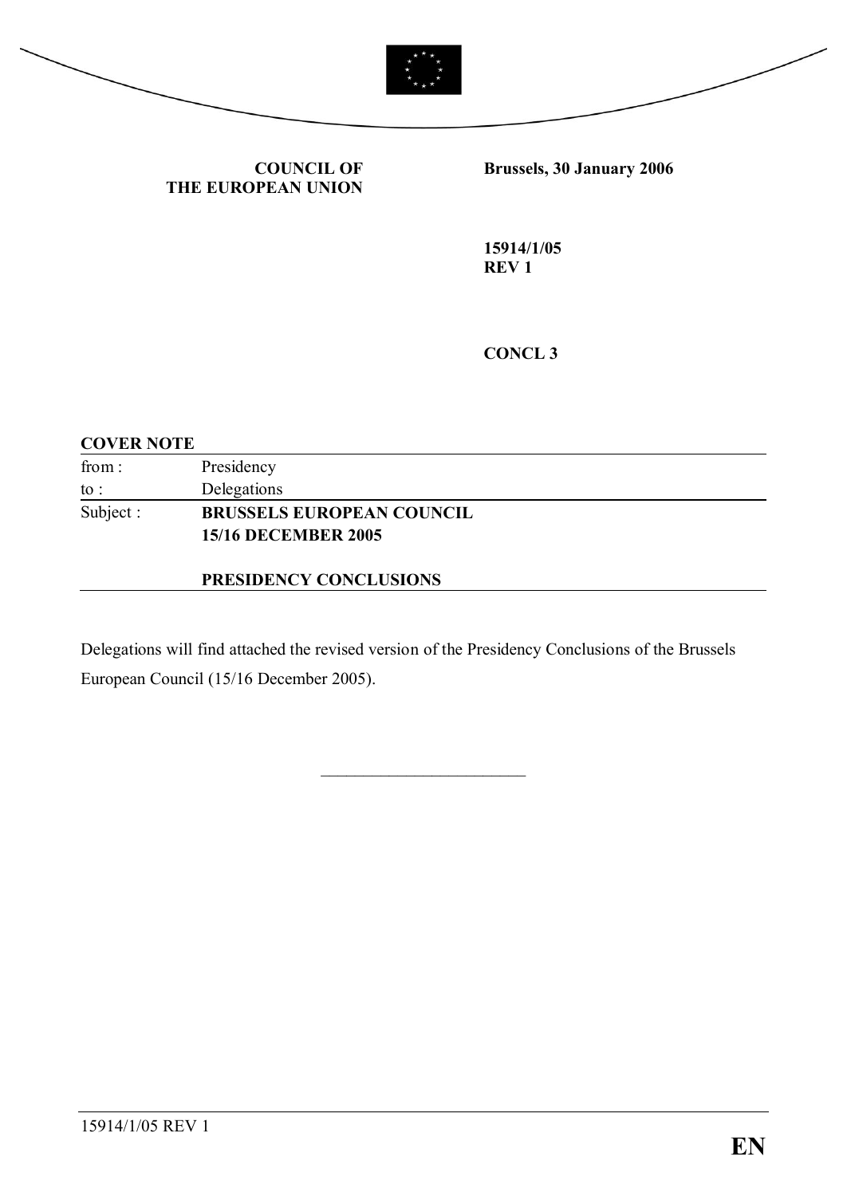**COUNCIL OF THE EUROPEAN UNION**

**Brussels, 30 January 2006**

**15914/1/05**
**REV 1**

**CONCL 3**

**COVER NOTE**

| | |
|---|---|
| from : | Presidency |
| to : | Delegations |
| Subject : | **BRUSSELS EUROPEAN COUNCIL 15/16 DECEMBER 2005**<br><br>**PRESIDENCY CONCLUSIONS** |

Delegations will find attached the revised version of the Presidency Conclusions of the Brussels European Council (15/16 December 2005).

\_\_\_\_\_\_\_\_\_\_\_\_\_\_\_\_\_\_\_\_\_\_\_\_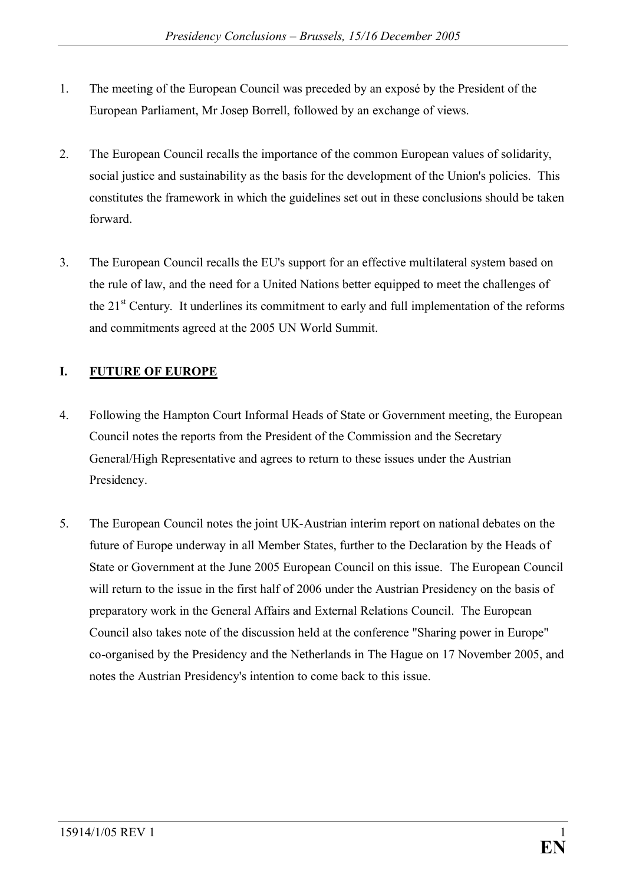1. The meeting of the European Council was preceded by an exposé by the President of the European Parliament, Mr Josep Borrell, followed by an exchange of views.

2. The European Council recalls the importance of the common European values of solidarity, social justice and sustainability as the basis for the development of the Union's policies. This constitutes the framework in which the guidelines set out in these conclusions should be taken forward.

3. The European Council recalls the EU's support for an effective multilateral system based on the rule of law, and the need for a United Nations better equipped to meet the challenges of the 21st Century. It underlines its commitment to early and full implementation of the reforms and commitments agreed at the 2005 UN World Summit.

## I. FUTURE OF EUROPE

4. Following the Hampton Court Informal Heads of State or Government meeting, the European Council notes the reports from the President of the Commission and the Secretary General/High Representative and agrees to return to these issues under the Austrian Presidency.

5. The European Council notes the joint UK-Austrian interim report on national debates on the future of Europe underway in all Member States, further to the Declaration by the Heads of State or Government at the June 2005 European Council on this issue. The European Council will return to the issue in the first half of 2006 under the Austrian Presidency on the basis of preparatory work in the General Affairs and External Relations Council. The European Council also takes note of the discussion held at the conference "Sharing power in Europe" co-organised by the Presidency and the Netherlands in The Hague on 17 November 2005, and notes the Austrian Presidency's intention to come back to this issue.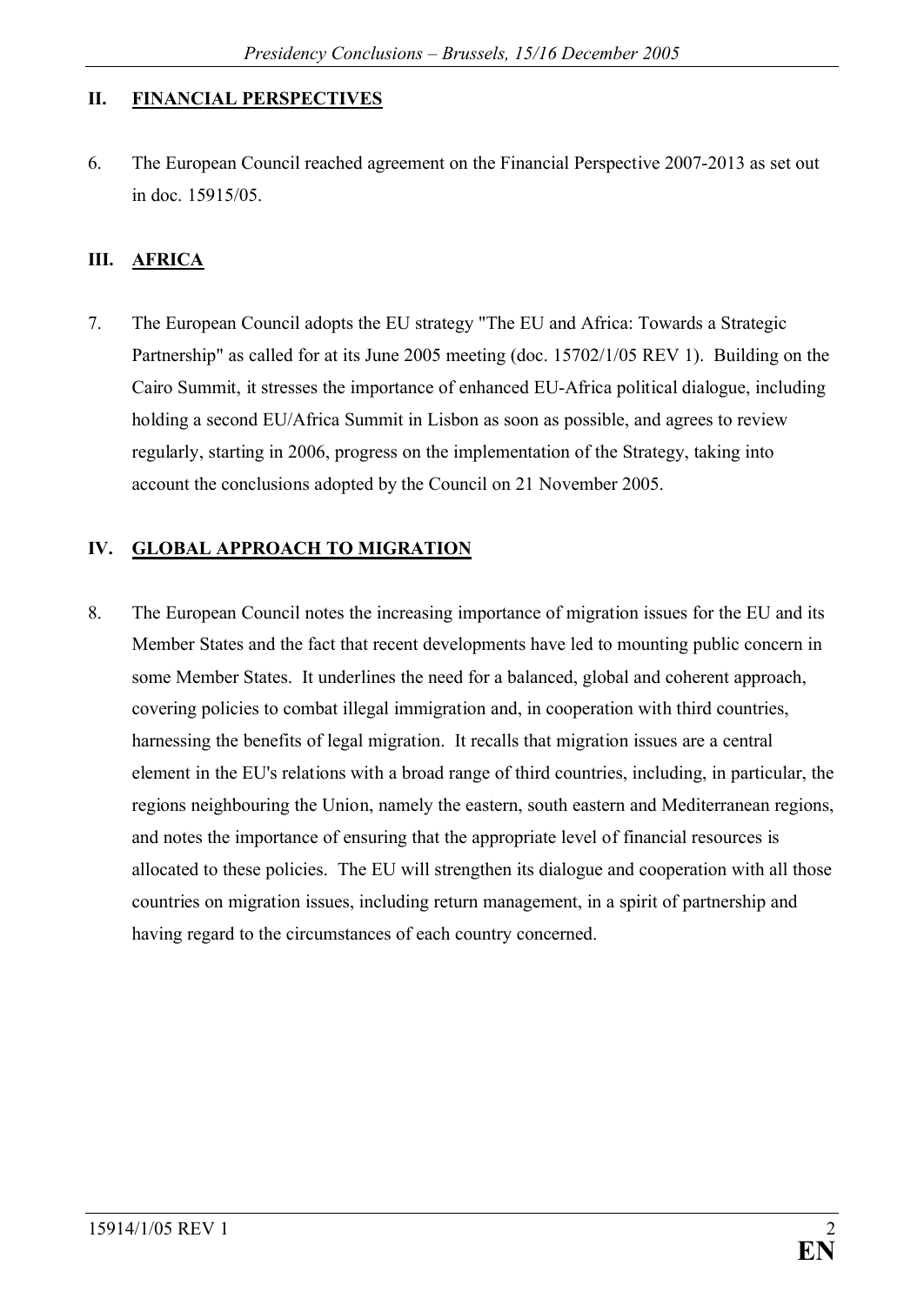## II. FINANCIAL PERSPECTIVES

6. The European Council reached agreement on the Financial Perspective 2007-2013 as set out in doc. 15915/05.

## III. AFRICA

7. The European Council adopts the EU strategy "The EU and Africa: Towards a Strategic Partnership" as called for at its June 2005 meeting (doc. 15702/1/05 REV 1). Building on the Cairo Summit, it stresses the importance of enhanced EU-Africa political dialogue, including holding a second EU/Africa Summit in Lisbon as soon as possible, and agrees to review regularly, starting in 2006, progress on the implementation of the Strategy, taking into account the conclusions adopted by the Council on 21 November 2005.

## IV. GLOBAL APPROACH TO MIGRATION

8. The European Council notes the increasing importance of migration issues for the EU and its Member States and the fact that recent developments have led to mounting public concern in some Member States. It underlines the need for a balanced, global and coherent approach, covering policies to combat illegal immigration and, in cooperation with third countries, harnessing the benefits of legal migration. It recalls that migration issues are a central element in the EU's relations with a broad range of third countries, including, in particular, the regions neighbouring the Union, namely the eastern, south eastern and Mediterranean regions, and notes the importance of ensuring that the appropriate level of financial resources is allocated to these policies. The EU will strengthen its dialogue and cooperation with all those countries on migration issues, including return management, in a spirit of partnership and having regard to the circumstances of each country concerned.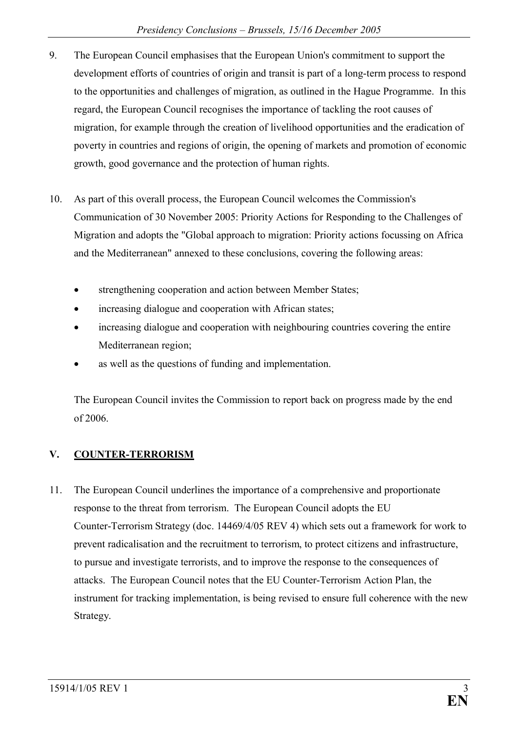9. The European Council emphasises that the European Union's commitment to support the development efforts of countries of origin and transit is part of a long-term process to respond to the opportunities and challenges of migration, as outlined in the Hague Programme. In this regard, the European Council recognises the importance of tackling the root causes of migration, for example through the creation of livelihood opportunities and the eradication of poverty in countries and regions of origin, the opening of markets and promotion of economic growth, good governance and the protection of human rights.

10. As part of this overall process, the European Council welcomes the Commission's Communication of 30 November 2005: Priority Actions for Responding to the Challenges of Migration and adopts the "Global approach to migration: Priority actions focussing on Africa and the Mediterranean" annexed to these conclusions, covering the following areas:

    - strengthening cooperation and action between Member States;
    - increasing dialogue and cooperation with African states;
    - increasing dialogue and cooperation with neighbouring countries covering the entire Mediterranean region;
    - as well as the questions of funding and implementation.

    The European Council invites the Commission to report back on progress made by the end of 2006.

## V. COUNTER-TERRORISM

11. The European Council underlines the importance of a comprehensive and proportionate response to the threat from terrorism. The European Council adopts the EU Counter-Terrorism Strategy (doc. 14469/4/05 REV 4) which sets out a framework for work to prevent radicalisation and the recruitment to terrorism, to protect citizens and infrastructure, to pursue and investigate terrorists, and to improve the response to the consequences of attacks. The European Council notes that the EU Counter-Terrorism Action Plan, the instrument for tracking implementation, is being revised to ensure full coherence with the new Strategy.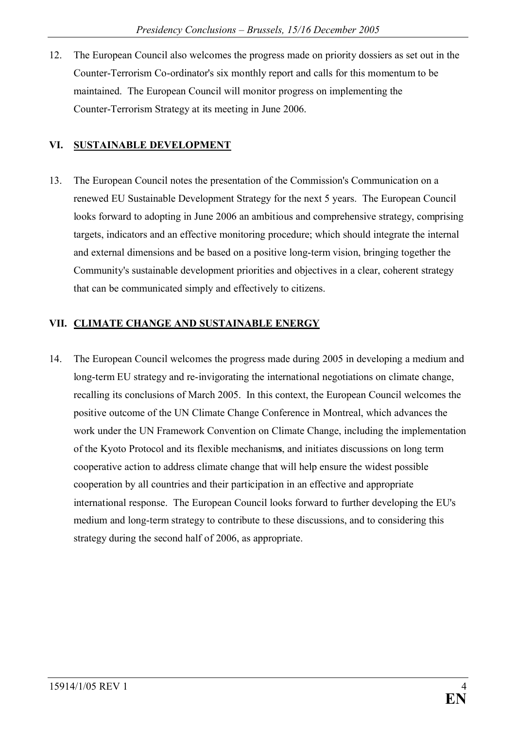12. The European Council also welcomes the progress made on priority dossiers as set out in the Counter-Terrorism Co-ordinator's six monthly report and calls for this momentum to be maintained. The European Council will monitor progress on implementing the Counter-Terrorism Strategy at its meeting in June 2006.

## VI. SUSTAINABLE DEVELOPMENT

13. The European Council notes the presentation of the Commission's Communication on a renewed EU Sustainable Development Strategy for the next 5 years. The European Council looks forward to adopting in June 2006 an ambitious and comprehensive strategy, comprising targets, indicators and an effective monitoring procedure; which should integrate the internal and external dimensions and be based on a positive long-term vision, bringing together the Community's sustainable development priorities and objectives in a clear, coherent strategy that can be communicated simply and effectively to citizens.

## VII. CLIMATE CHANGE AND SUSTAINABLE ENERGY

14. The European Council welcomes the progress made during 2005 in developing a medium and long-term EU strategy and re-invigorating the international negotiations on climate change, recalling its conclusions of March 2005. In this context, the European Council welcomes the positive outcome of the UN Climate Change Conference in Montreal, which advances the work under the UN Framework Convention on Climate Change, including the implementation of the Kyoto Protocol and its flexible mechanisms, and initiates discussions on long term cooperative action to address climate change that will help ensure the widest possible cooperation by all countries and their participation in an effective and appropriate international response. The European Council looks forward to further developing the EU's medium and long-term strategy to contribute to these discussions, and to considering this strategy during the second half of 2006, as appropriate.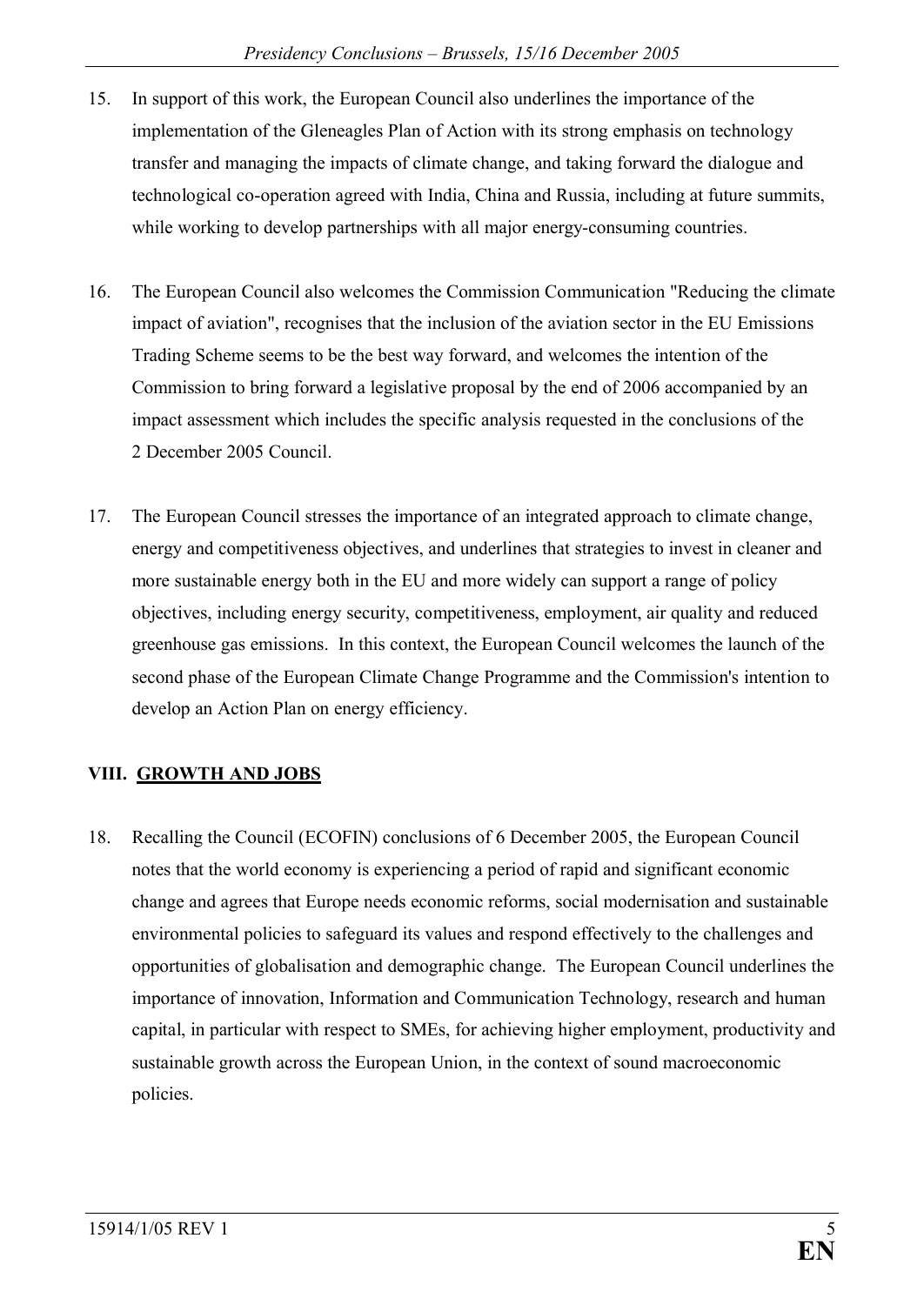15. In support of this work, the European Council also underlines the importance of the implementation of the Gleneagles Plan of Action with its strong emphasis on technology transfer and managing the impacts of climate change, and taking forward the dialogue and technological co-operation agreed with India, China and Russia, including at future summits, while working to develop partnerships with all major energy-consuming countries.

16. The European Council also welcomes the Commission Communication "Reducing the climate impact of aviation", recognises that the inclusion of the aviation sector in the EU Emissions Trading Scheme seems to be the best way forward, and welcomes the intention of the Commission to bring forward a legislative proposal by the end of 2006 accompanied by an impact assessment which includes the specific analysis requested in the conclusions of the 2 December 2005 Council.

17. The European Council stresses the importance of an integrated approach to climate change, energy and competitiveness objectives, and underlines that strategies to invest in cleaner and more sustainable energy both in the EU and more widely can support a range of policy objectives, including energy security, competitiveness, employment, air quality and reduced greenhouse gas emissions. In this context, the European Council welcomes the launch of the second phase of the European Climate Change Programme and the Commission's intention to develop an Action Plan on energy efficiency.

## VIII. GROWTH AND JOBS

18. Recalling the Council (ECOFIN) conclusions of 6 December 2005, the European Council notes that the world economy is experiencing a period of rapid and significant economic change and agrees that Europe needs economic reforms, social modernisation and sustainable environmental policies to safeguard its values and respond effectively to the challenges and opportunities of globalisation and demographic change. The European Council underlines the importance of innovation, Information and Communication Technology, research and human capital, in particular with respect to SMEs, for achieving higher employment, productivity and sustainable growth across the European Union, in the context of sound macroeconomic policies.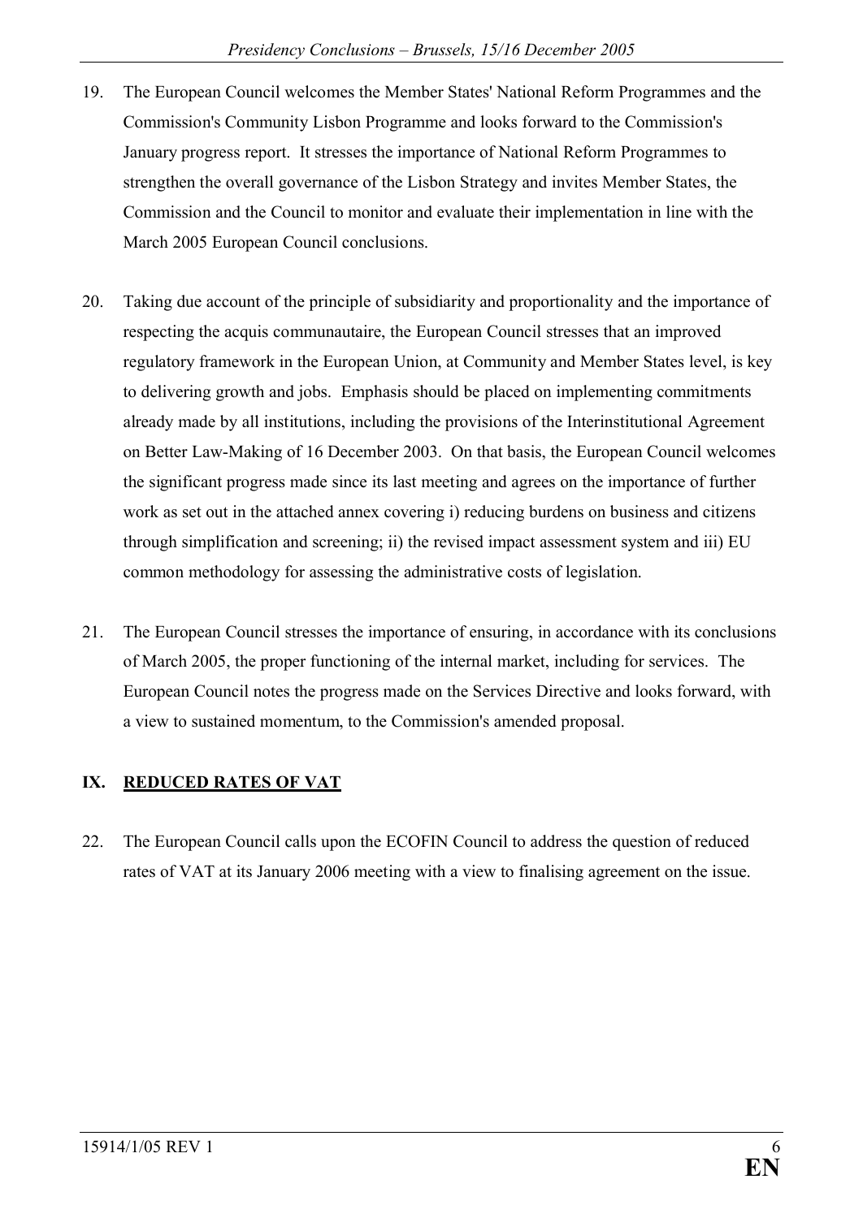19. The European Council welcomes the Member States' National Reform Programmes and the Commission's Community Lisbon Programme and looks forward to the Commission's January progress report. It stresses the importance of National Reform Programmes to strengthen the overall governance of the Lisbon Strategy and invites Member States, the Commission and the Council to monitor and evaluate their implementation in line with the March 2005 European Council conclusions.

20. Taking due account of the principle of subsidiarity and proportionality and the importance of respecting the acquis communautaire, the European Council stresses that an improved regulatory framework in the European Union, at Community and Member States level, is key to delivering growth and jobs. Emphasis should be placed on implementing commitments already made by all institutions, including the provisions of the Interinstitutional Agreement on Better Law-Making of 16 December 2003. On that basis, the European Council welcomes the significant progress made since its last meeting and agrees on the importance of further work as set out in the attached annex covering i) reducing burdens on business and citizens through simplification and screening; ii) the revised impact assessment system and iii) EU common methodology for assessing the administrative costs of legislation.

21. The European Council stresses the importance of ensuring, in accordance with its conclusions of March 2005, the proper functioning of the internal market, including for services. The European Council notes the progress made on the Services Directive and looks forward, with a view to sustained momentum, to the Commission's amended proposal.

## IX. REDUCED RATES OF VAT

22. The European Council calls upon the ECOFIN Council to address the question of reduced rates of VAT at its January 2006 meeting with a view to finalising agreement on the issue.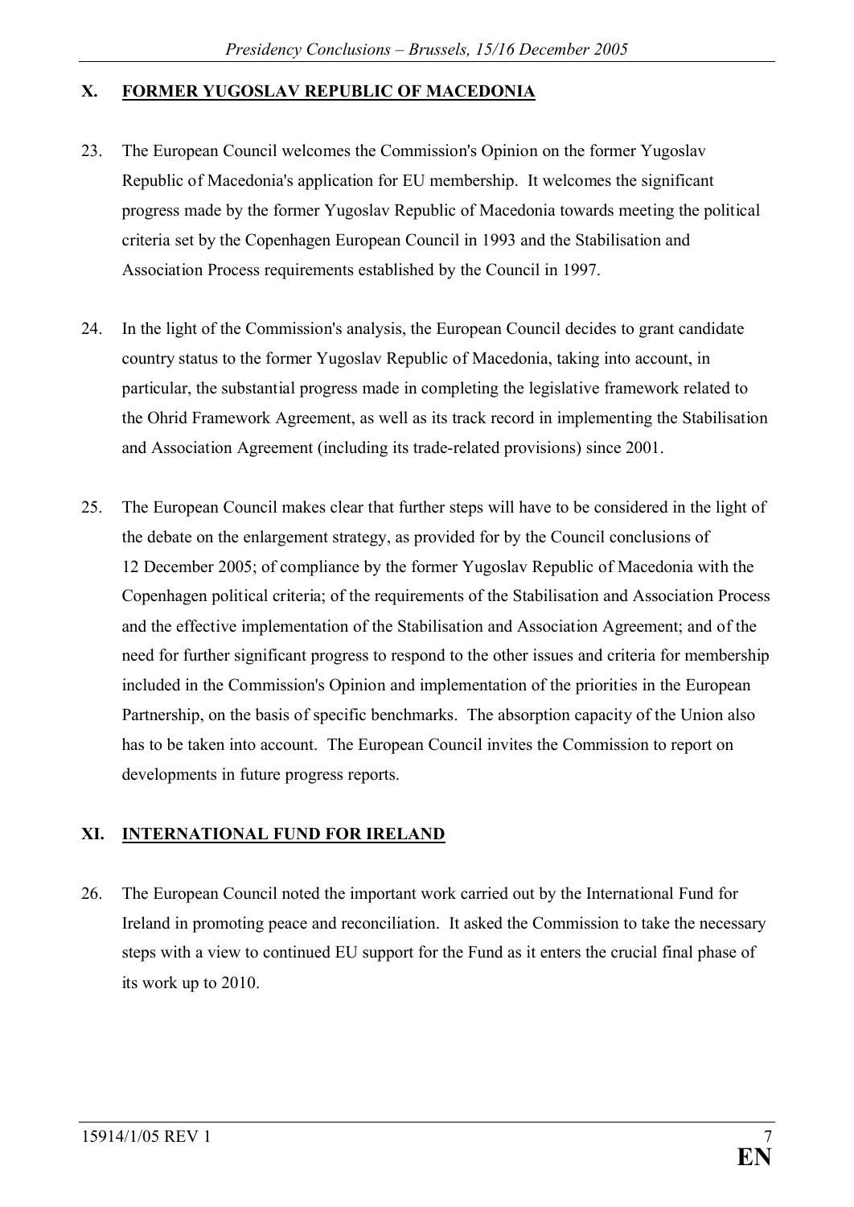## X. FORMER YUGOSLAV REPUBLIC OF MACEDONIA

23. The European Council welcomes the Commission's Opinion on the former Yugoslav Republic of Macedonia's application for EU membership. It welcomes the significant progress made by the former Yugoslav Republic of Macedonia towards meeting the political criteria set by the Copenhagen European Council in 1993 and the Stabilisation and Association Process requirements established by the Council in 1997.

24. In the light of the Commission's analysis, the European Council decides to grant candidate country status to the former Yugoslav Republic of Macedonia, taking into account, in particular, the substantial progress made in completing the legislative framework related to the Ohrid Framework Agreement, as well as its track record in implementing the Stabilisation and Association Agreement (including its trade-related provisions) since 2001.

25. The European Council makes clear that further steps will have to be considered in the light of the debate on the enlargement strategy, as provided for by the Council conclusions of 12 December 2005; of compliance by the former Yugoslav Republic of Macedonia with the Copenhagen political criteria; of the requirements of the Stabilisation and Association Process and the effective implementation of the Stabilisation and Association Agreement; and of the need for further significant progress to respond to the other issues and criteria for membership included in the Commission's Opinion and implementation of the priorities in the European Partnership, on the basis of specific benchmarks. The absorption capacity of the Union also has to be taken into account. The European Council invites the Commission to report on developments in future progress reports.

## XI. INTERNATIONAL FUND FOR IRELAND

26. The European Council noted the important work carried out by the International Fund for Ireland in promoting peace and reconciliation. It asked the Commission to take the necessary steps with a view to continued EU support for the Fund as it enters the crucial final phase of its work up to 2010.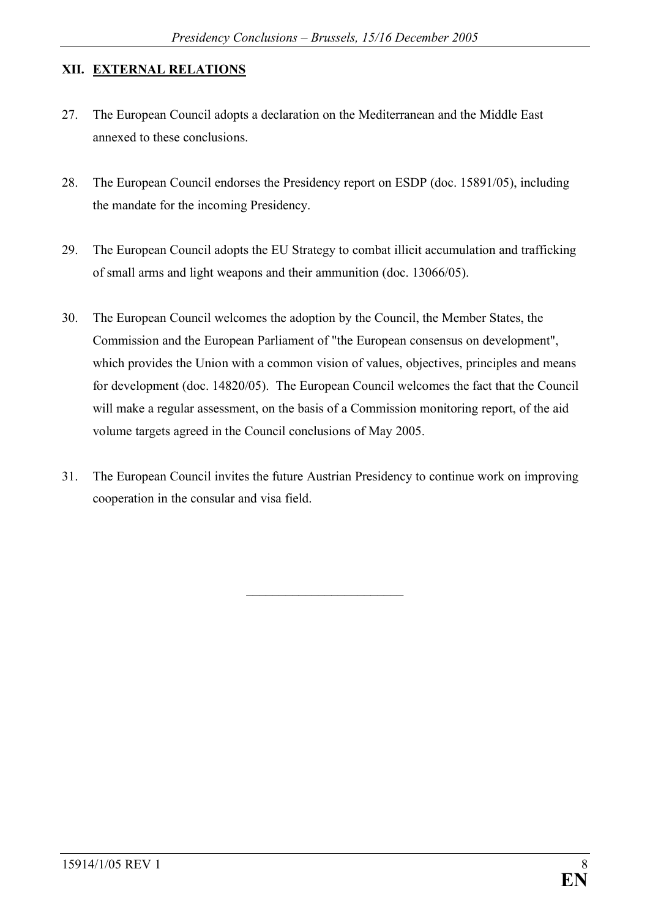## XII. EXTERNAL RELATIONS

27. The European Council adopts a declaration on the Mediterranean and the Middle East annexed to these conclusions.

28. The European Council endorses the Presidency report on ESDP (doc. 15891/05), including the mandate for the incoming Presidency.

29. The European Council adopts the EU Strategy to combat illicit accumulation and trafficking of small arms and light weapons and their ammunition (doc. 13066/05).

30. The European Council welcomes the adoption by the Council, the Member States, the Commission and the European Parliament of "the European consensus on development", which provides the Union with a common vision of values, objectives, principles and means for development (doc. 14820/05). The European Council welcomes the fact that the Council will make a regular assessment, on the basis of a Commission monitoring report, of the aid volume targets agreed in the Council conclusions of May 2005.

31. The European Council invites the future Austrian Presidency to continue work on improving cooperation in the consular and visa field.

________________________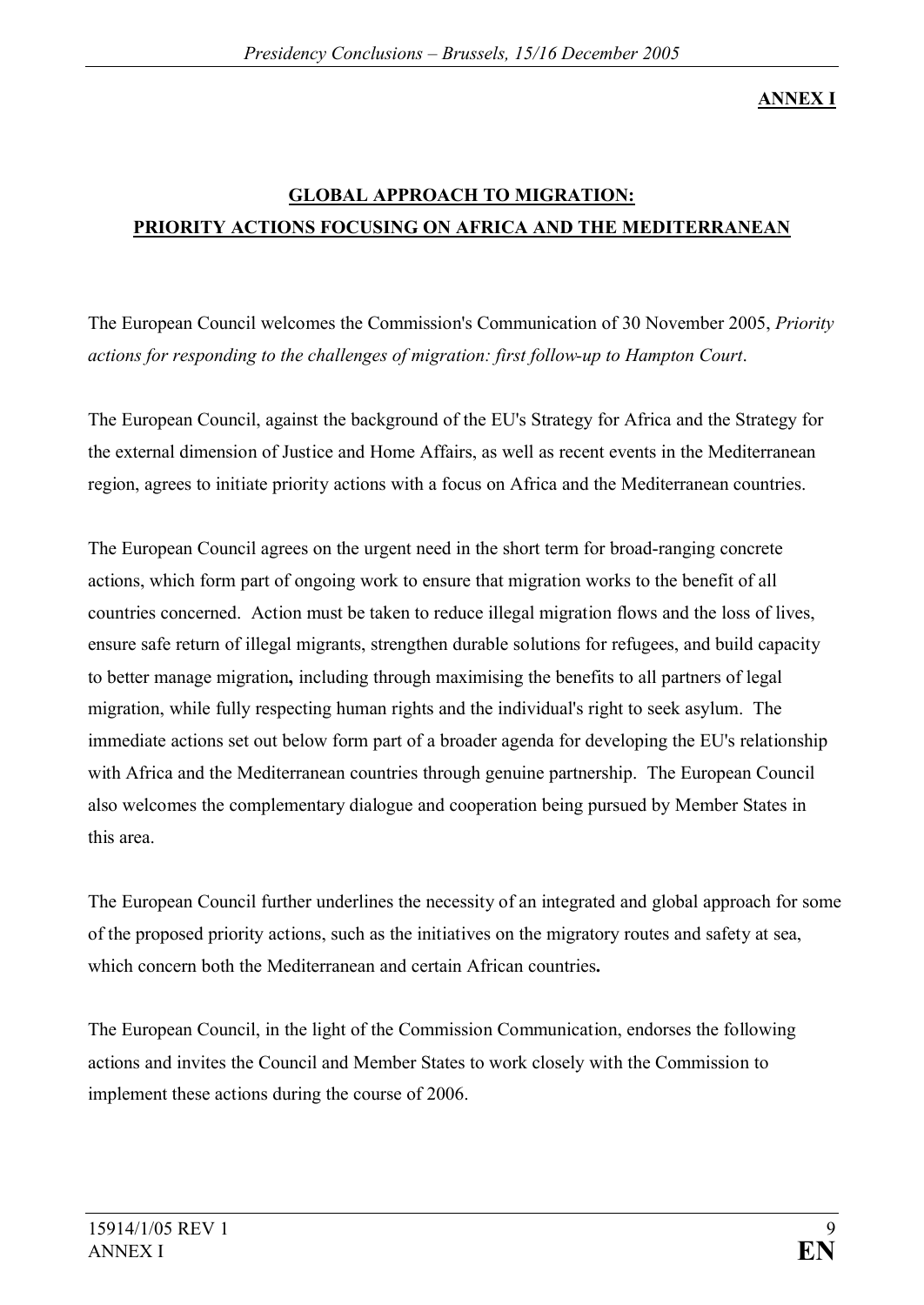**ANNEX I**

## GLOBAL APPROACH TO MIGRATION: PRIORITY ACTIONS FOCUSING ON AFRICA AND THE MEDITERRANEAN

The European Council welcomes the Commission's Communication of 30 November 2005, *Priority actions for responding to the challenges of migration: first follow-up to Hampton Court*.

The European Council, against the background of the EU's Strategy for Africa and the Strategy for the external dimension of Justice and Home Affairs, as well as recent events in the Mediterranean region, agrees to initiate priority actions with a focus on Africa and the Mediterranean countries.

The European Council agrees on the urgent need in the short term for broad-ranging concrete actions, which form part of ongoing work to ensure that migration works to the benefit of all countries concerned. Action must be taken to reduce illegal migration flows and the loss of lives, ensure safe return of illegal migrants, strengthen durable solutions for refugees, and build capacity to better manage migration**,** including through maximising the benefits to all partners of legal migration, while fully respecting human rights and the individual's right to seek asylum. The immediate actions set out below form part of a broader agenda for developing the EU's relationship with Africa and the Mediterranean countries through genuine partnership. The European Council also welcomes the complementary dialogue and cooperation being pursued by Member States in this area.

The European Council further underlines the necessity of an integrated and global approach for some of the proposed priority actions, such as the initiatives on the migratory routes and safety at sea, which concern both the Mediterranean and certain African countries**.**

The European Council, in the light of the Commission Communication, endorses the following actions and invites the Council and Member States to work closely with the Commission to implement these actions during the course of 2006.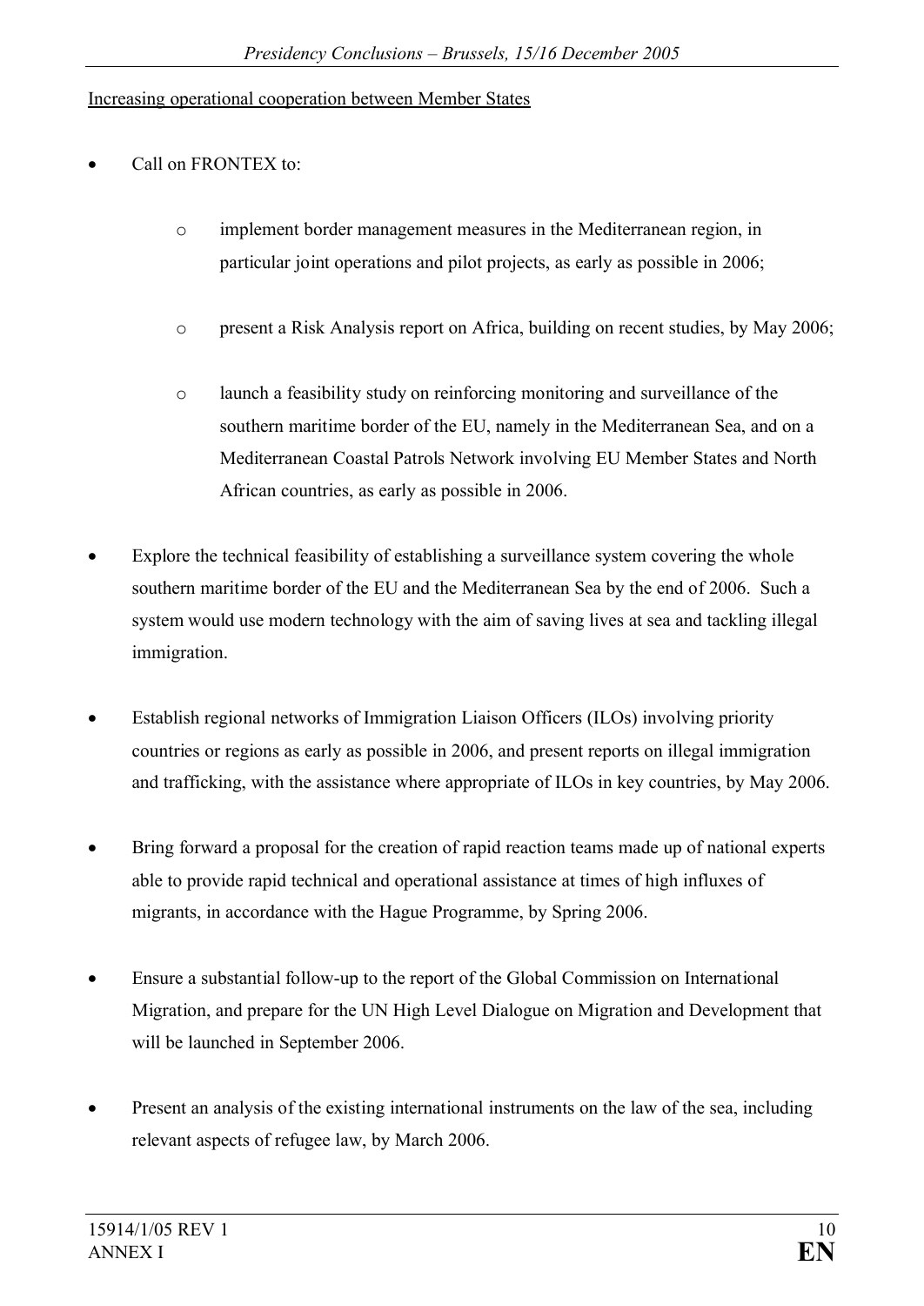Increasing operational cooperation between Member States

- Call on FRONTEX to:
  - implement border management measures in the Mediterranean region, in particular joint operations and pilot projects, as early as possible in 2006;
  - present a Risk Analysis report on Africa, building on recent studies, by May 2006;
  - launch a feasibility study on reinforcing monitoring and surveillance of the southern maritime border of the EU, namely in the Mediterranean Sea, and on a Mediterranean Coastal Patrols Network involving EU Member States and North African countries, as early as possible in 2006.
- Explore the technical feasibility of establishing a surveillance system covering the whole southern maritime border of the EU and the Mediterranean Sea by the end of 2006. Such a system would use modern technology with the aim of saving lives at sea and tackling illegal immigration.
- Establish regional networks of Immigration Liaison Officers (ILOs) involving priority countries or regions as early as possible in 2006, and present reports on illegal immigration and trafficking, with the assistance where appropriate of ILOs in key countries, by May 2006.
- Bring forward a proposal for the creation of rapid reaction teams made up of national experts able to provide rapid technical and operational assistance at times of high influxes of migrants, in accordance with the Hague Programme, by Spring 2006.
- Ensure a substantial follow-up to the report of the Global Commission on International Migration, and prepare for the UN High Level Dialogue on Migration and Development that will be launched in September 2006.
- Present an analysis of the existing international instruments on the law of the sea, including relevant aspects of refugee law, by March 2006.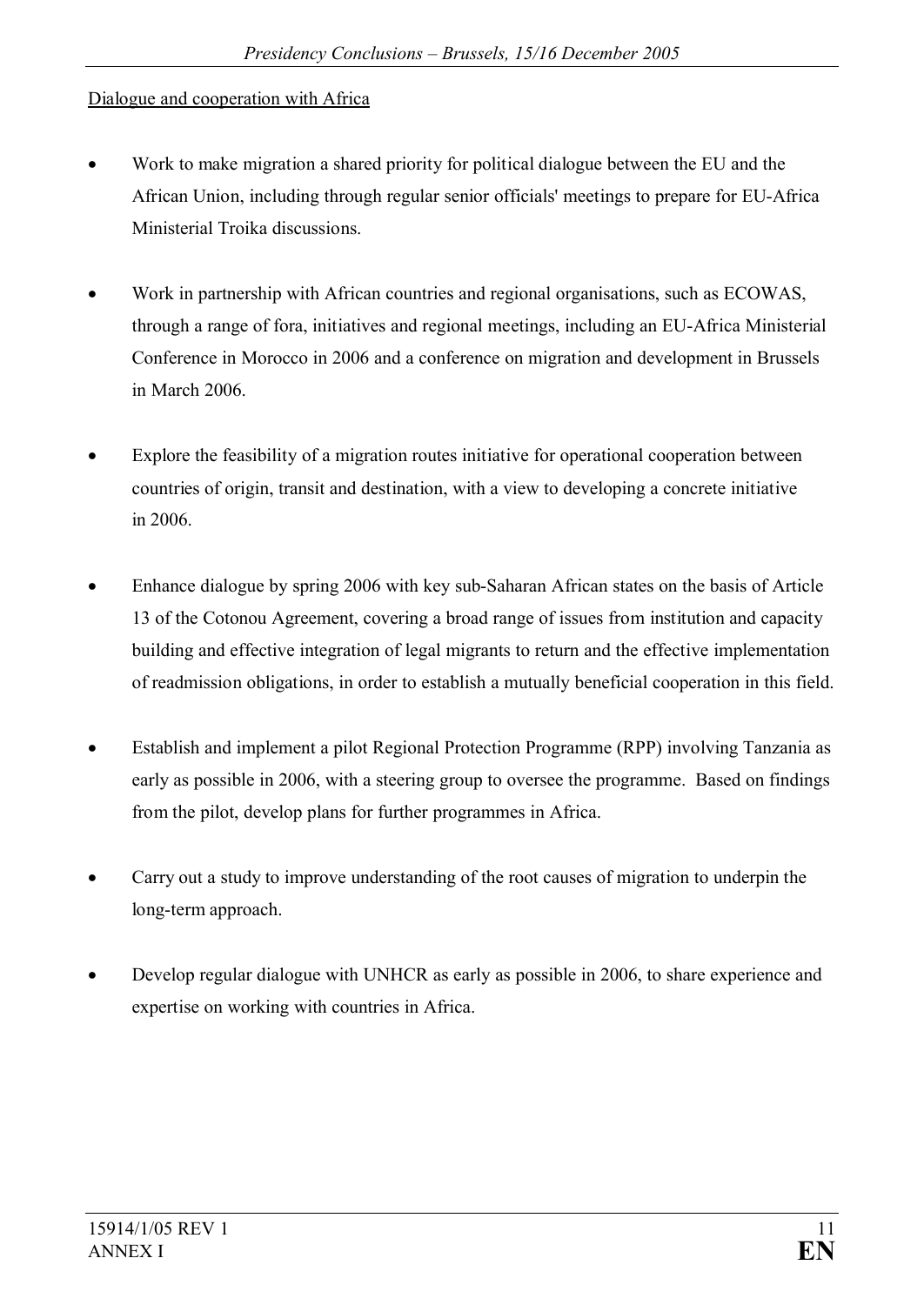Dialogue and cooperation with Africa

- Work to make migration a shared priority for political dialogue between the EU and the African Union, including through regular senior officials' meetings to prepare for EU-Africa Ministerial Troika discussions.

- Work in partnership with African countries and regional organisations, such as ECOWAS, through a range of fora, initiatives and regional meetings, including an EU-Africa Ministerial Conference in Morocco in 2006 and a conference on migration and development in Brussels in March 2006.

- Explore the feasibility of a migration routes initiative for operational cooperation between countries of origin, transit and destination, with a view to developing a concrete initiative in 2006.

- Enhance dialogue by spring 2006 with key sub-Saharan African states on the basis of Article 13 of the Cotonou Agreement, covering a broad range of issues from institution and capacity building and effective integration of legal migrants to return and the effective implementation of readmission obligations, in order to establish a mutually beneficial cooperation in this field.

- Establish and implement a pilot Regional Protection Programme (RPP) involving Tanzania as early as possible in 2006, with a steering group to oversee the programme. Based on findings from the pilot, develop plans for further programmes in Africa.

- Carry out a study to improve understanding of the root causes of migration to underpin the long-term approach.

- Develop regular dialogue with UNHCR as early as possible in 2006, to share experience and expertise on working with countries in Africa.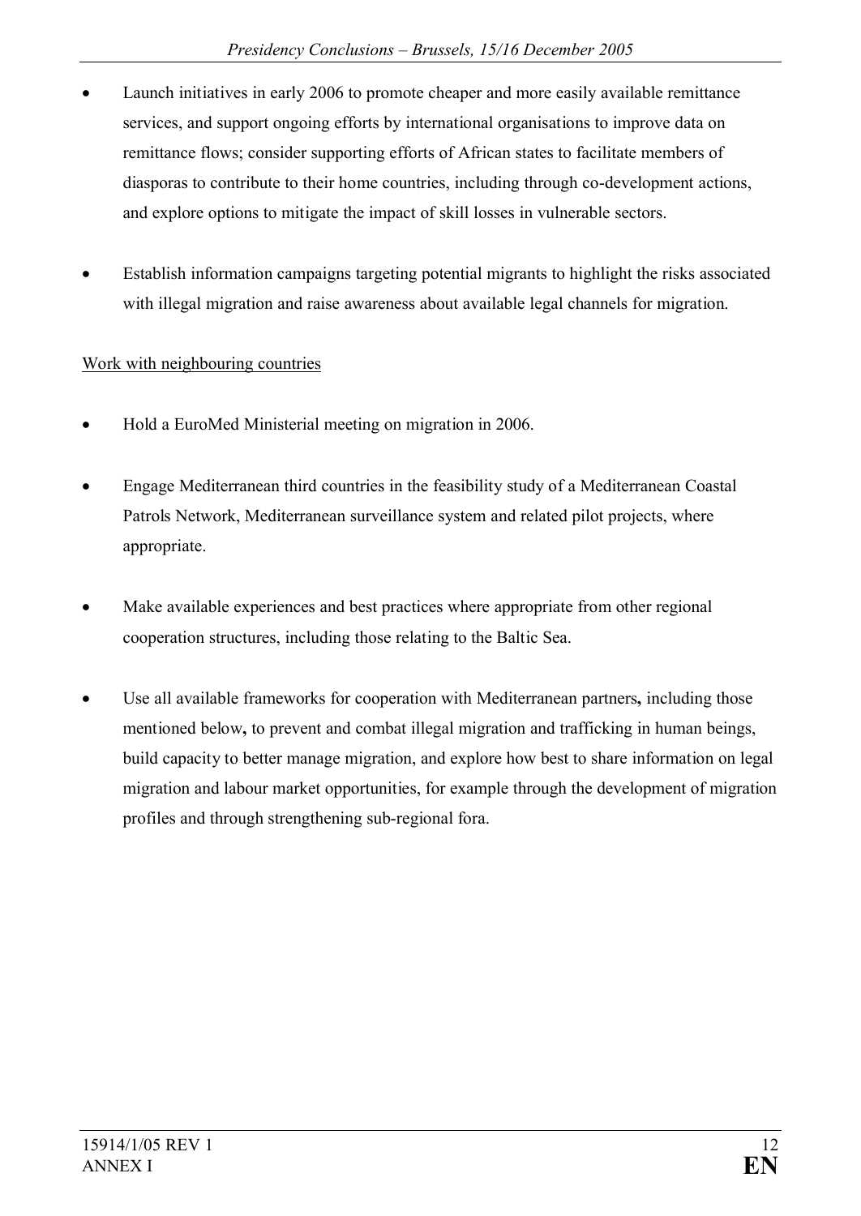- Launch initiatives in early 2006 to promote cheaper and more easily available remittance services, and support ongoing efforts by international organisations to improve data on remittance flows; consider supporting efforts of African states to facilitate members of diasporas to contribute to their home countries, including through co-development actions, and explore options to mitigate the impact of skill losses in vulnerable sectors.

- Establish information campaigns targeting potential migrants to highlight the risks associated with illegal migration and raise awareness about available legal channels for migration.

<u>Work with neighbouring countries</u>

- Hold a EuroMed Ministerial meeting on migration in 2006.

- Engage Mediterranean third countries in the feasibility study of a Mediterranean Coastal Patrols Network, Mediterranean surveillance system and related pilot projects, where appropriate.

- Make available experiences and best practices where appropriate from other regional cooperation structures, including those relating to the Baltic Sea.

- Use all available frameworks for cooperation with Mediterranean partners**,** including those mentioned below**,** to prevent and combat illegal migration and trafficking in human beings, build capacity to better manage migration, and explore how best to share information on legal migration and labour market opportunities, for example through the development of migration profiles and through strengthening sub-regional fora.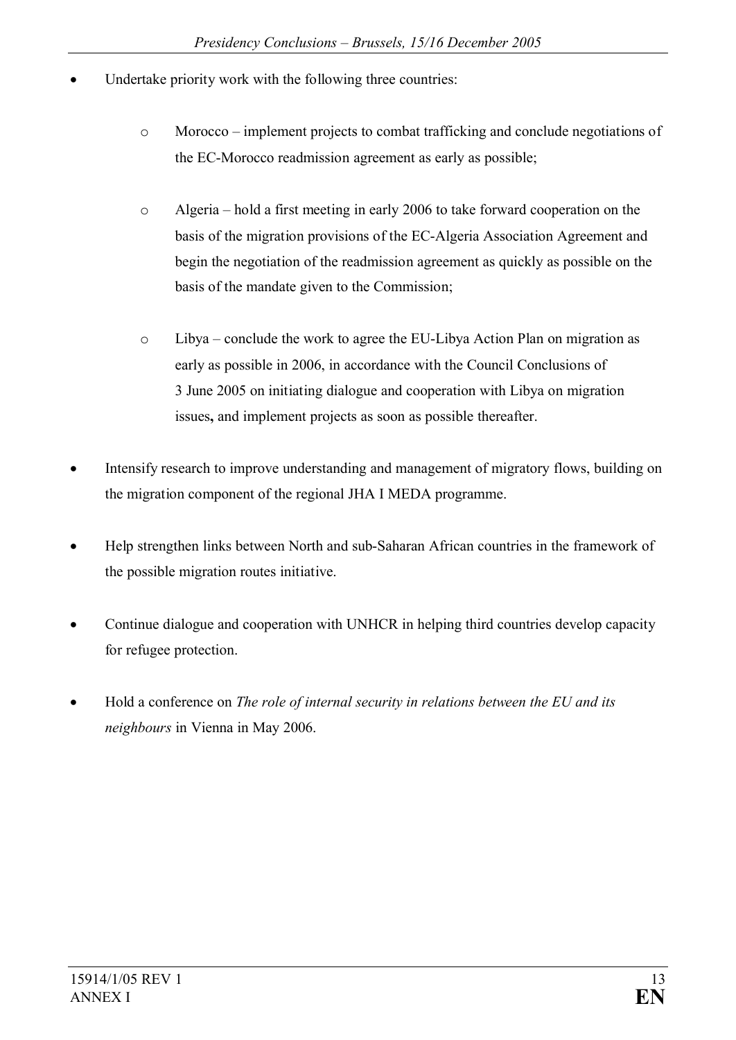- Undertake priority work with the following three countries:
  - Morocco – implement projects to combat trafficking and conclude negotiations of the EC-Morocco readmission agreement as early as possible;
  - Algeria – hold a first meeting in early 2006 to take forward cooperation on the basis of the migration provisions of the EC-Algeria Association Agreement and begin the negotiation of the readmission agreement as quickly as possible on the basis of the mandate given to the Commission;
  - Libya – conclude the work to agree the EU-Libya Action Plan on migration as early as possible in 2006, in accordance with the Council Conclusions of 3 June 2005 on initiating dialogue and cooperation with Libya on migration issues**,** and implement projects as soon as possible thereafter.
- Intensify research to improve understanding and management of migratory flows, building on the migration component of the regional JHA I MEDA programme.
- Help strengthen links between North and sub-Saharan African countries in the framework of the possible migration routes initiative.
- Continue dialogue and cooperation with UNHCR in helping third countries develop capacity for refugee protection.
- Hold a conference on *The role of internal security in relations between the EU and its neighbours* in Vienna in May 2006.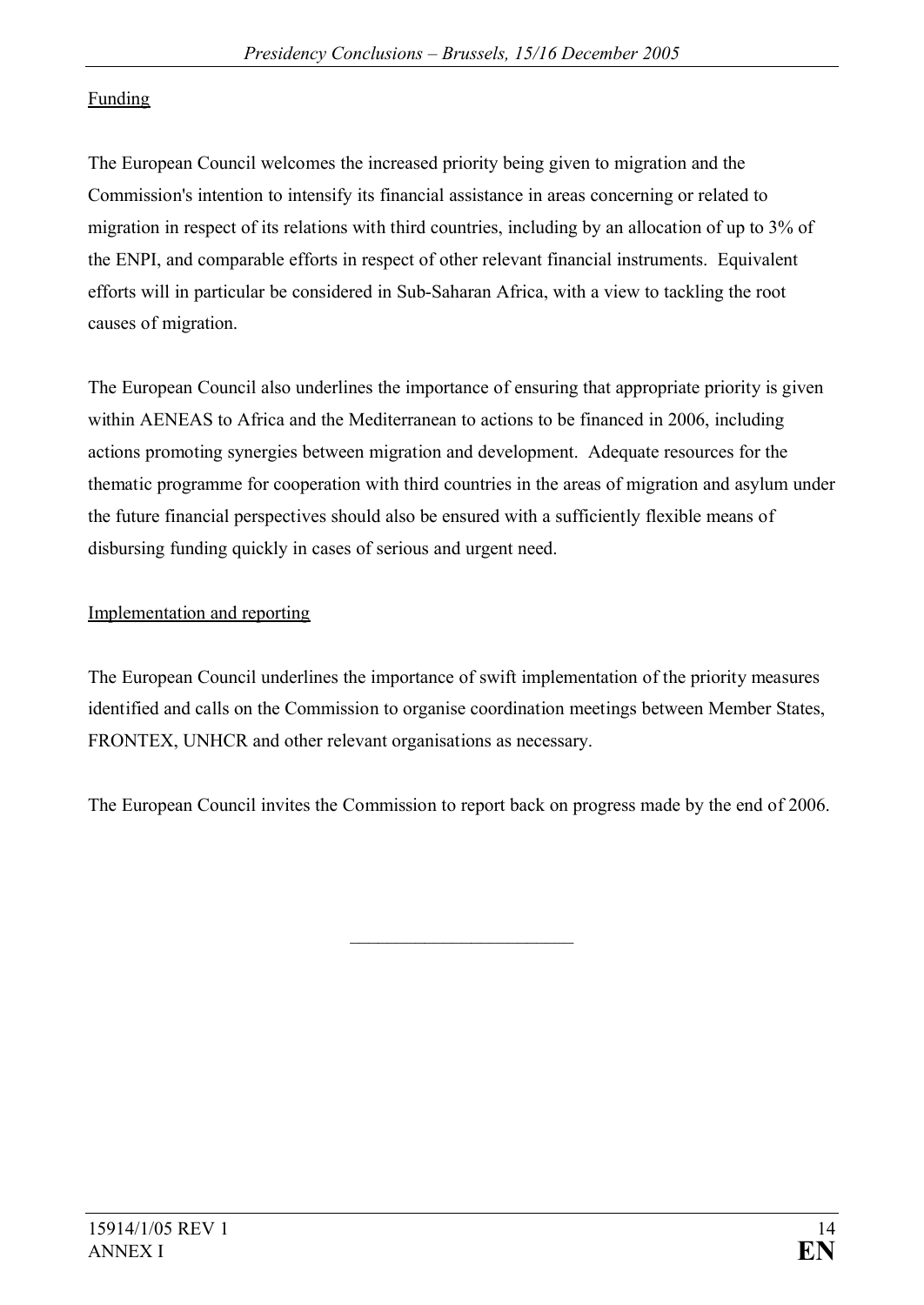Funding

The European Council welcomes the increased priority being given to migration and the Commission's intention to intensify its financial assistance in areas concerning or related to migration in respect of its relations with third countries, including by an allocation of up to 3% of the ENPI, and comparable efforts in respect of other relevant financial instruments. Equivalent efforts will in particular be considered in Sub-Saharan Africa, with a view to tackling the root causes of migration.

The European Council also underlines the importance of ensuring that appropriate priority is given within AENEAS to Africa and the Mediterranean to actions to be financed in 2006, including actions promoting synergies between migration and development. Adequate resources for the thematic programme for cooperation with third countries in the areas of migration and asylum under the future financial perspectives should also be ensured with a sufficiently flexible means of disbursing funding quickly in cases of serious and urgent need.

Implementation and reporting

The European Council underlines the importance of swift implementation of the priority measures identified and calls on the Commission to organise coordination meetings between Member States, FRONTEX, UNHCR and other relevant organisations as necessary.

The European Council invites the Commission to report back on progress made by the end of 2006.

________________________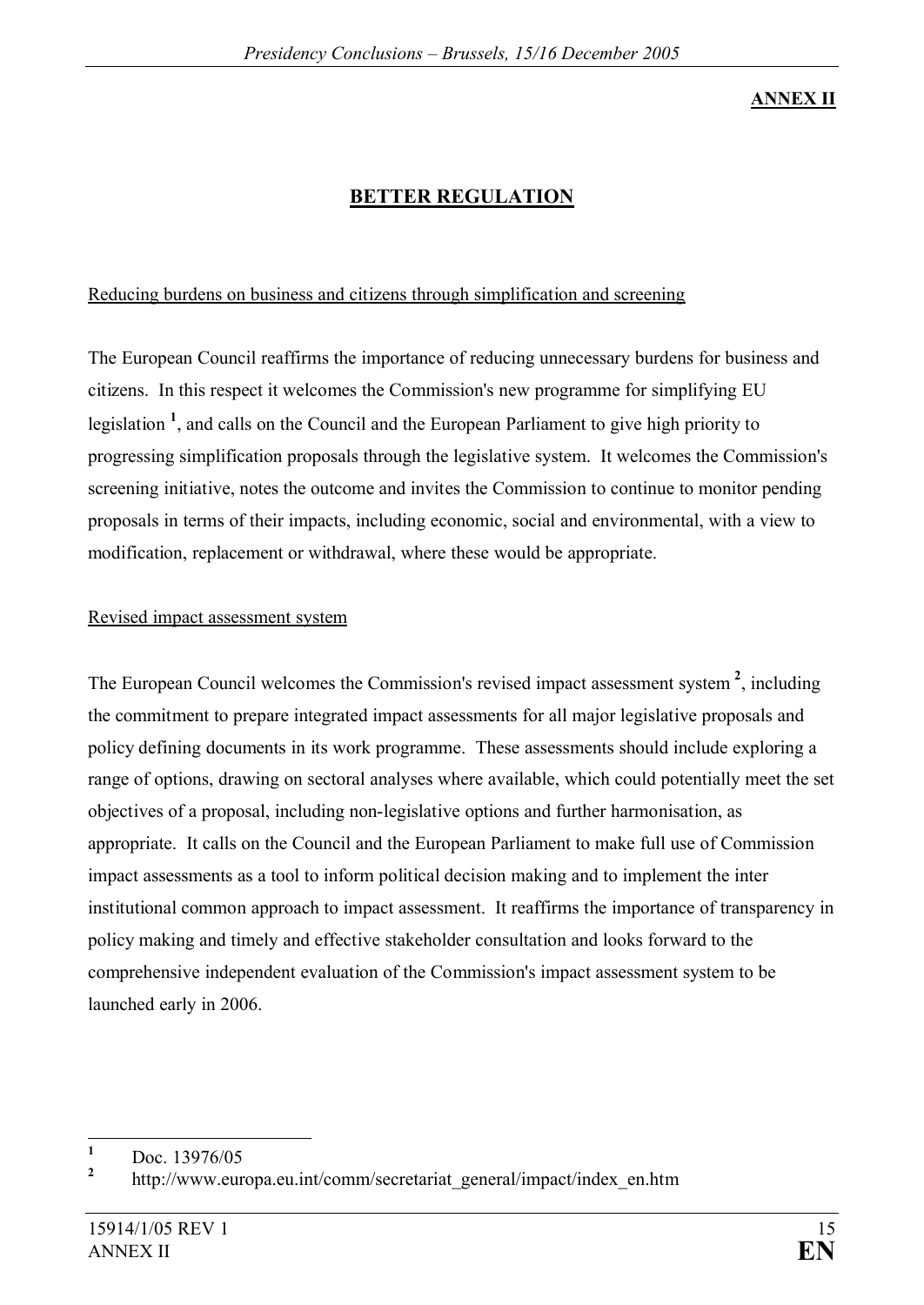**ANNEX II**

# BETTER REGULATION

Reducing burdens on business and citizens through simplification and screening

The European Council reaffirms the importance of reducing unnecessary burdens for business and citizens. In this respect it welcomes the Commission's new programme for simplifying EU legislation [1], and calls on the Council and the European Parliament to give high priority to progressing simplification proposals through the legislative system. It welcomes the Commission's screening initiative, notes the outcome and invites the Commission to continue to monitor pending proposals in terms of their impacts, including economic, social and environmental, with a view to modification, replacement or withdrawal, where these would be appropriate.

Revised impact assessment system

The European Council welcomes the Commission's revised impact assessment system [2], including the commitment to prepare integrated impact assessments for all major legislative proposals and policy defining documents in its work programme. These assessments should include exploring a range of options, drawing on sectoral analyses where available, which could potentially meet the set objectives of a proposal, including non-legislative options and further harmonisation, as appropriate. It calls on the Council and the European Parliament to make full use of Commission impact assessments as a tool to inform political decision making and to implement the inter institutional common approach to impact assessment. It reaffirms the importance of transparency in policy making and timely and effective stakeholder consultation and looks forward to the comprehensive independent evaluation of the Commission's impact assessment system to be launched early in 2006.

---

[1] Doc. 13976/05

[2] http://www.europa.eu.int/comm/secretariat_general/impact/index_en.htm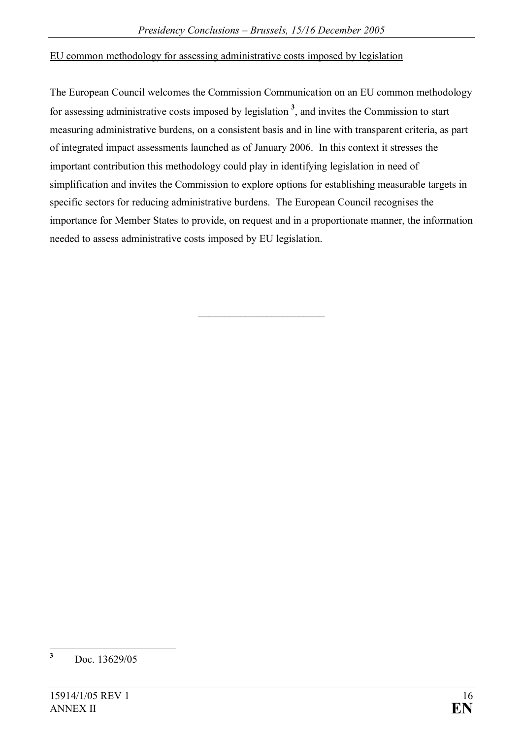EU common methodology for assessing administrative costs imposed by legislation

The European Council welcomes the Commission Communication on an EU common methodology for assessing administrative costs imposed by legislation [3], and invites the Commission to start measuring administrative burdens, on a consistent basis and in line with transparent criteria, as part of integrated impact assessments launched as of January 2006. In this context it stresses the important contribution this methodology could play in identifying legislation in need of simplification and invites the Commission to explore options for establishing measurable targets in specific sectors for reducing administrative burdens. The European Council recognises the importance for Member States to provide, on request and in a proportionate manner, the information needed to assess administrative costs imposed by EU legislation.

________________________

[3] Doc. 13629/05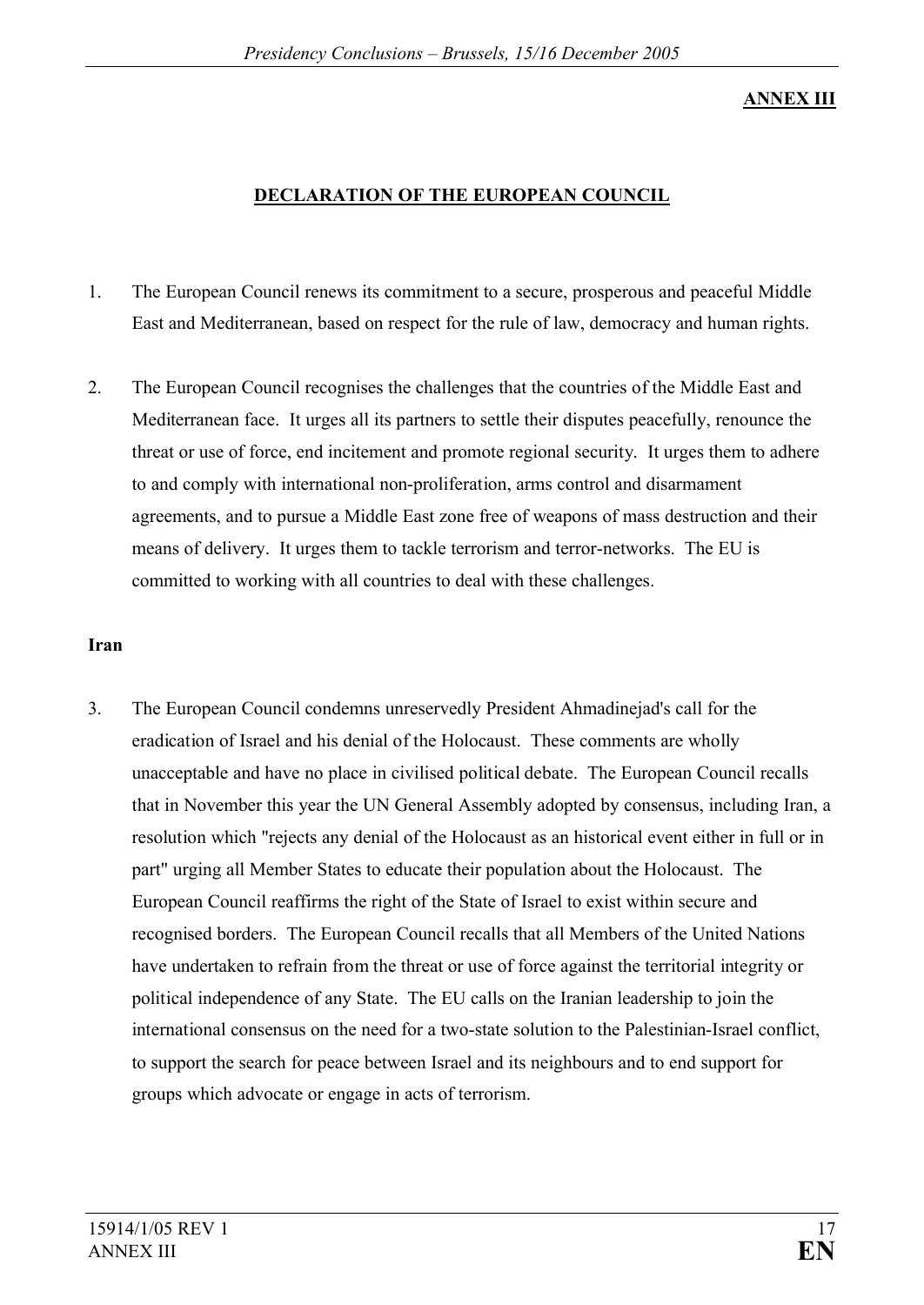**ANNEX III**

# DECLARATION OF THE EUROPEAN COUNCIL

1. The European Council renews its commitment to a secure, prosperous and peaceful Middle East and Mediterranean, based on respect for the rule of law, democracy and human rights.

2. The European Council recognises the challenges that the countries of the Middle East and Mediterranean face. It urges all its partners to settle their disputes peacefully, renounce the threat or use of force, end incitement and promote regional security. It urges them to adhere to and comply with international non-proliferation, arms control and disarmament agreements, and to pursue a Middle East zone free of weapons of mass destruction and their means of delivery. It urges them to tackle terrorism and terror-networks. The EU is committed to working with all countries to deal with these challenges.

**Iran**

3. The European Council condemns unreservedly President Ahmadinejad's call for the eradication of Israel and his denial of the Holocaust. These comments are wholly unacceptable and have no place in civilised political debate. The European Council recalls that in November this year the UN General Assembly adopted by consensus, including Iran, a resolution which "rejects any denial of the Holocaust as an historical event either in full or in part" urging all Member States to educate their population about the Holocaust. The European Council reaffirms the right of the State of Israel to exist within secure and recognised borders. The European Council recalls that all Members of the United Nations have undertaken to refrain from the threat or use of force against the territorial integrity or political independence of any State. The EU calls on the Iranian leadership to join the international consensus on the need for a two-state solution to the Palestinian-Israel conflict, to support the search for peace between Israel and its neighbours and to end support for groups which advocate or engage in acts of terrorism.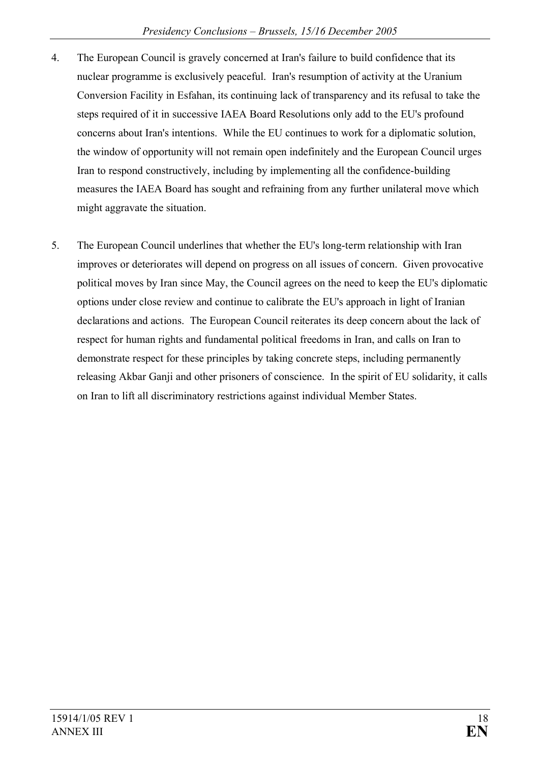4. The European Council is gravely concerned at Iran's failure to build confidence that its nuclear programme is exclusively peaceful. Iran's resumption of activity at the Uranium Conversion Facility in Esfahan, its continuing lack of transparency and its refusal to take the steps required of it in successive IAEA Board Resolutions only add to the EU's profound concerns about Iran's intentions. While the EU continues to work for a diplomatic solution, the window of opportunity will not remain open indefinitely and the European Council urges Iran to respond constructively, including by implementing all the confidence-building measures the IAEA Board has sought and refraining from any further unilateral move which might aggravate the situation.

5. The European Council underlines that whether the EU's long-term relationship with Iran improves or deteriorates will depend on progress on all issues of concern. Given provocative political moves by Iran since May, the Council agrees on the need to keep the EU's diplomatic options under close review and continue to calibrate the EU's approach in light of Iranian declarations and actions. The European Council reiterates its deep concern about the lack of respect for human rights and fundamental political freedoms in Iran, and calls on Iran to demonstrate respect for these principles by taking concrete steps, including permanently releasing Akbar Ganji and other prisoners of conscience. In the spirit of EU solidarity, it calls on Iran to lift all discriminatory restrictions against individual Member States.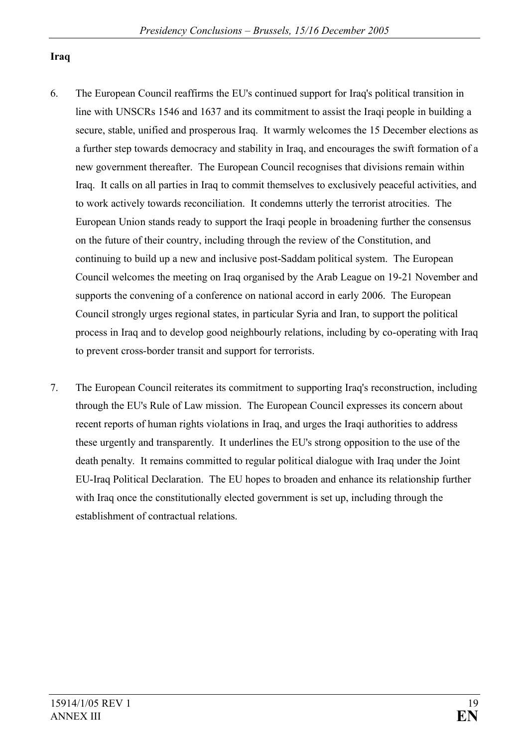**Iraq**

6. The European Council reaffirms the EU's continued support for Iraq's political transition in line with UNSCRs 1546 and 1637 and its commitment to assist the Iraqi people in building a secure, stable, unified and prosperous Iraq. It warmly welcomes the 15 December elections as a further step towards democracy and stability in Iraq, and encourages the swift formation of a new government thereafter. The European Council recognises that divisions remain within Iraq. It calls on all parties in Iraq to commit themselves to exclusively peaceful activities, and to work actively towards reconciliation. It condemns utterly the terrorist atrocities. The European Union stands ready to support the Iraqi people in broadening further the consensus on the future of their country, including through the review of the Constitution, and continuing to build up a new and inclusive post-Saddam political system. The European Council welcomes the meeting on Iraq organised by the Arab League on 19-21 November and supports the convening of a conference on national accord in early 2006. The European Council strongly urges regional states, in particular Syria and Iran, to support the political process in Iraq and to develop good neighbourly relations, including by co-operating with Iraq to prevent cross-border transit and support for terrorists.

7. The European Council reiterates its commitment to supporting Iraq's reconstruction, including through the EU's Rule of Law mission. The European Council expresses its concern about recent reports of human rights violations in Iraq, and urges the Iraqi authorities to address these urgently and transparently. It underlines the EU's strong opposition to the use of the death penalty. It remains committed to regular political dialogue with Iraq under the Joint EU-Iraq Political Declaration. The EU hopes to broaden and enhance its relationship further with Iraq once the constitutionally elected government is set up, including through the establishment of contractual relations.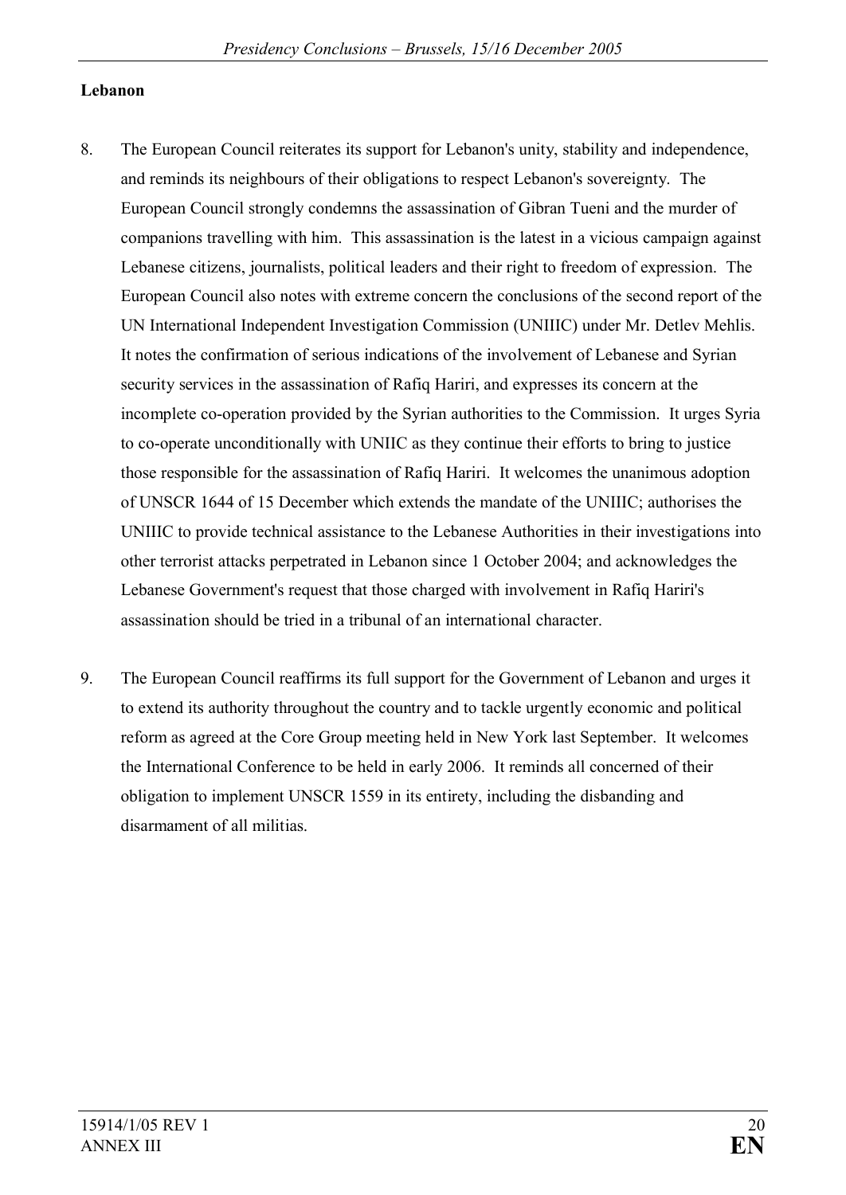**Lebanon**

8. The European Council reiterates its support for Lebanon's unity, stability and independence, and reminds its neighbours of their obligations to respect Lebanon's sovereignty. The European Council strongly condemns the assassination of Gibran Tueni and the murder of companions travelling with him. This assassination is the latest in a vicious campaign against Lebanese citizens, journalists, political leaders and their right to freedom of expression. The European Council also notes with extreme concern the conclusions of the second report of the UN International Independent Investigation Commission (UNIIIC) under Mr. Detlev Mehlis. It notes the confirmation of serious indications of the involvement of Lebanese and Syrian security services in the assassination of Rafiq Hariri, and expresses its concern at the incomplete co-operation provided by the Syrian authorities to the Commission. It urges Syria to co-operate unconditionally with UNIIC as they continue their efforts to bring to justice those responsible for the assassination of Rafiq Hariri. It welcomes the unanimous adoption of UNSCR 1644 of 15 December which extends the mandate of the UNIIIC; authorises the UNIIIC to provide technical assistance to the Lebanese Authorities in their investigations into other terrorist attacks perpetrated in Lebanon since 1 October 2004; and acknowledges the Lebanese Government's request that those charged with involvement in Rafiq Hariri's assassination should be tried in a tribunal of an international character.

9. The European Council reaffirms its full support for the Government of Lebanon and urges it to extend its authority throughout the country and to tackle urgently economic and political reform as agreed at the Core Group meeting held in New York last September. It welcomes the International Conference to be held in early 2006. It reminds all concerned of their obligation to implement UNSCR 1559 in its entirety, including the disbanding and disarmament of all militias.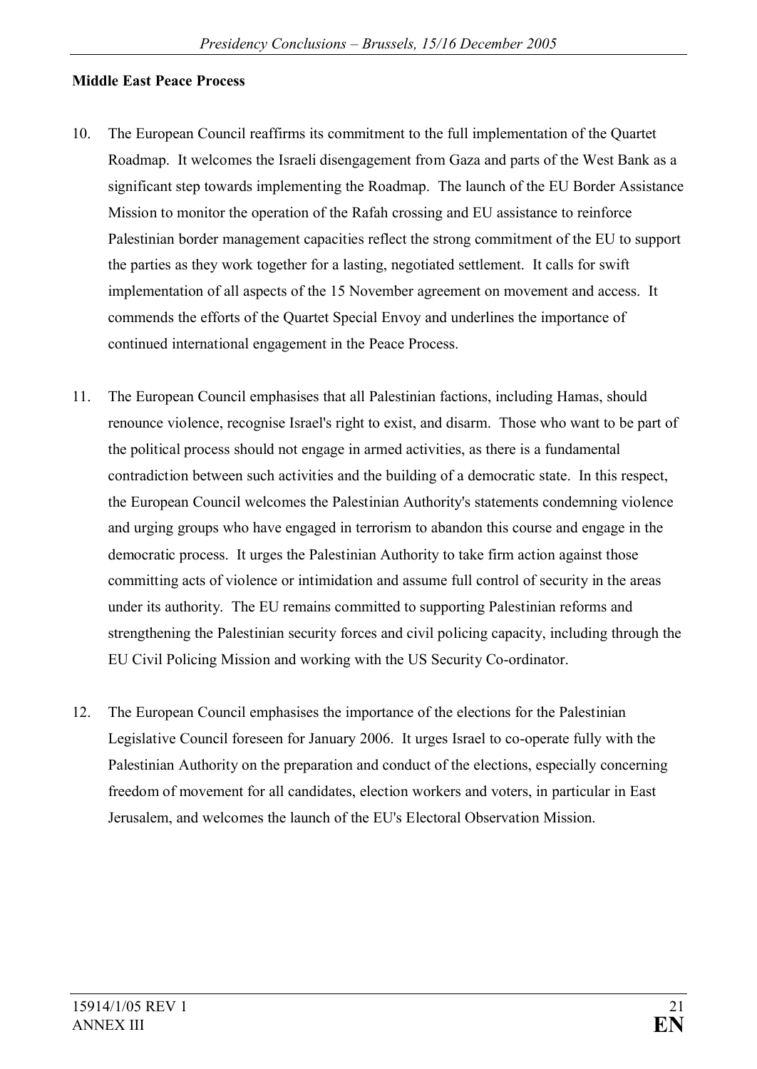**Middle East Peace Process**

10. The European Council reaffirms its commitment to the full implementation of the Quartet Roadmap. It welcomes the Israeli disengagement from Gaza and parts of the West Bank as a significant step towards implementing the Roadmap. The launch of the EU Border Assistance Mission to monitor the operation of the Rafah crossing and EU assistance to reinforce Palestinian border management capacities reflect the strong commitment of the EU to support the parties as they work together for a lasting, negotiated settlement. It calls for swift implementation of all aspects of the 15 November agreement on movement and access. It commends the efforts of the Quartet Special Envoy and underlines the importance of continued international engagement in the Peace Process.

11. The European Council emphasises that all Palestinian factions, including Hamas, should renounce violence, recognise Israel's right to exist, and disarm. Those who want to be part of the political process should not engage in armed activities, as there is a fundamental contradiction between such activities and the building of a democratic state. In this respect, the European Council welcomes the Palestinian Authority's statements condemning violence and urging groups who have engaged in terrorism to abandon this course and engage in the democratic process. It urges the Palestinian Authority to take firm action against those committing acts of violence or intimidation and assume full control of security in the areas under its authority. The EU remains committed to supporting Palestinian reforms and strengthening the Palestinian security forces and civil policing capacity, including through the EU Civil Policing Mission and working with the US Security Co-ordinator.

12. The European Council emphasises the importance of the elections for the Palestinian Legislative Council foreseen for January 2006. It urges Israel to co-operate fully with the Palestinian Authority on the preparation and conduct of the elections, especially concerning freedom of movement for all candidates, election workers and voters, in particular in East Jerusalem, and welcomes the launch of the EU's Electoral Observation Mission.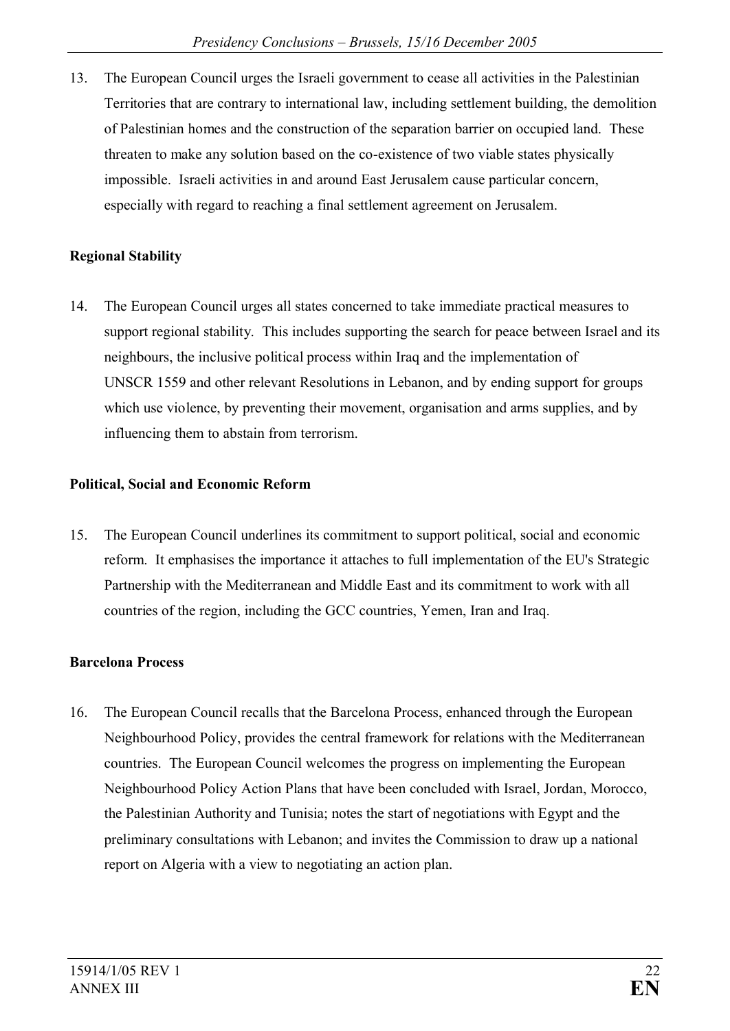13. The European Council urges the Israeli government to cease all activities in the Palestinian Territories that are contrary to international law, including settlement building, the demolition of Palestinian homes and the construction of the separation barrier on occupied land. These threaten to make any solution based on the co-existence of two viable states physically impossible. Israeli activities in and around East Jerusalem cause particular concern, especially with regard to reaching a final settlement agreement on Jerusalem.

**Regional Stability**

14. The European Council urges all states concerned to take immediate practical measures to support regional stability. This includes supporting the search for peace between Israel and its neighbours, the inclusive political process within Iraq and the implementation of UNSCR 1559 and other relevant Resolutions in Lebanon, and by ending support for groups which use violence, by preventing their movement, organisation and arms supplies, and by influencing them to abstain from terrorism.

**Political, Social and Economic Reform**

15. The European Council underlines its commitment to support political, social and economic reform. It emphasises the importance it attaches to full implementation of the EU's Strategic Partnership with the Mediterranean and Middle East and its commitment to work with all countries of the region, including the GCC countries, Yemen, Iran and Iraq.

**Barcelona Process**

16. The European Council recalls that the Barcelona Process, enhanced through the European Neighbourhood Policy, provides the central framework for relations with the Mediterranean countries. The European Council welcomes the progress on implementing the European Neighbourhood Policy Action Plans that have been concluded with Israel, Jordan, Morocco, the Palestinian Authority and Tunisia; notes the start of negotiations with Egypt and the preliminary consultations with Lebanon; and invites the Commission to draw up a national report on Algeria with a view to negotiating an action plan.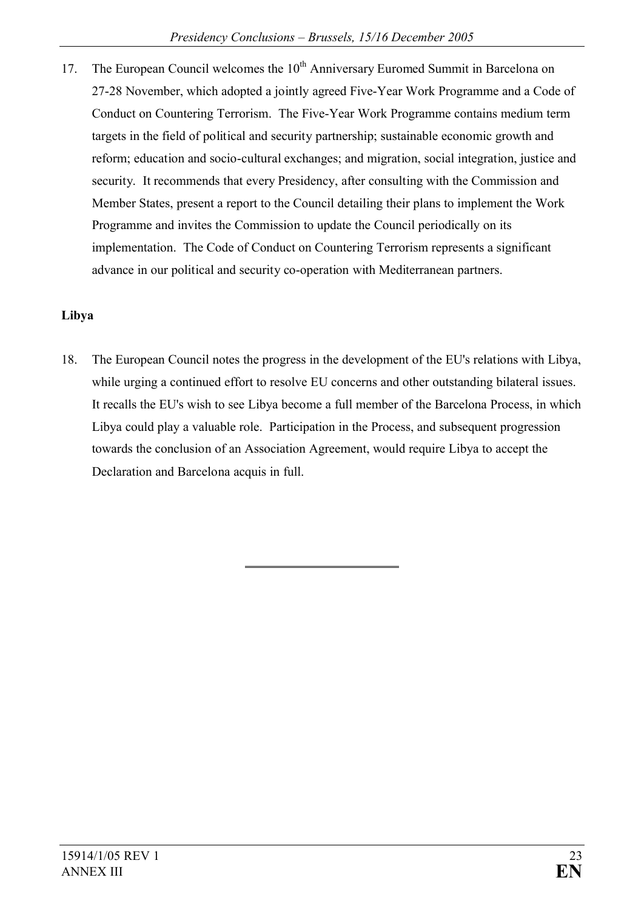17. The European Council welcomes the 10th Anniversary Euromed Summit in Barcelona on 27-28 November, which adopted a jointly agreed Five-Year Work Programme and a Code of Conduct on Countering Terrorism. The Five-Year Work Programme contains medium term targets in the field of political and security partnership; sustainable economic growth and reform; education and socio-cultural exchanges; and migration, social integration, justice and security. It recommends that every Presidency, after consulting with the Commission and Member States, present a report to the Council detailing their plans to implement the Work Programme and invites the Commission to update the Council periodically on its implementation. The Code of Conduct on Countering Terrorism represents a significant advance in our political and security co-operation with Mediterranean partners.

**Libya**

18. The European Council notes the progress in the development of the EU's relations with Libya, while urging a continued effort to resolve EU concerns and other outstanding bilateral issues. It recalls the EU's wish to see Libya become a full member of the Barcelona Process, in which Libya could play a valuable role. Participation in the Process, and subsequent progression towards the conclusion of an Association Agreement, would require Libya to accept the Declaration and Barcelona acquis in full.